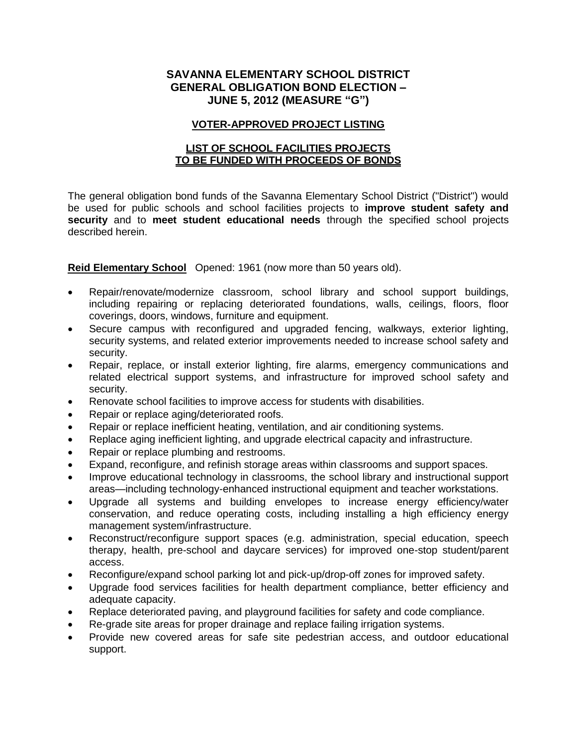# SAVANNA ELEMENTARY SCHOOL DISTRICT GENERAL OBLIGATION BOND ELECTION – JUNE 5, 2012 (MEASURE "G")

## VOTER-APPROVED PROJECT LISTING

## LIST OF SCHOOL FACILITIES PROJECTS TO BE FUNDED WITH PROCEEDS OF BONDS

The general obligation bond funds of the Savanna Elementary School District ("District") would be used for public schools and school facilities projects to **improve student safety and security** and to **meet student educational needs** through the specified school projects described herein.

**Reid Elementary School** Opened: 1961 (now more than 50 years old).

- Repair/renovate/modernize classroom, school library and school support buildings, including repairing or replacing deteriorated foundations, walls, ceilings, floors, floor coverings, doors, windows, furniture and equipment.
- Secure campus with reconfigured and upgraded fencing, walkways, exterior lighting, security systems, and related exterior improvements needed to increase school safety and security.
- Repair, replace, or install exterior lighting, fire alarms, emergency communications and related electrical support systems, and infrastructure for improved school safety and security.
- Renovate school facilities to improve access for students with disabilities.
- Repair or replace aging/deteriorated roofs.
- Repair or replace inefficient heating, ventilation, and air conditioning systems.
- Replace aging inefficient lighting, and upgrade electrical capacity and infrastructure.
- Repair or replace plumbing and restrooms.
- Expand, reconfigure, and refinish storage areas within classrooms and support spaces.
- Improve educational technology in classrooms, the school library and instructional support areas—including technology-enhanced instructional equipment and teacher workstations.
- Upgrade all systems and building envelopes to increase energy efficiency/water conservation, and reduce operating costs, including installing a high efficiency energy management system/infrastructure.
- Reconstruct/reconfigure support spaces (e.g. administration, special education, speech therapy, health, pre-school and daycare services) for improved one-stop student/parent access.
- Reconfigure/expand school parking lot and pick-up/drop-off zones for improved safety.
- Upgrade food services facilities for health department compliance, better efficiency and adequate capacity.
- Replace deteriorated paving, and playground facilities for safety and code compliance.
- Re-grade site areas for proper drainage and replace failing irrigation systems.
- Provide new covered areas for safe site pedestrian access, and outdoor educational support.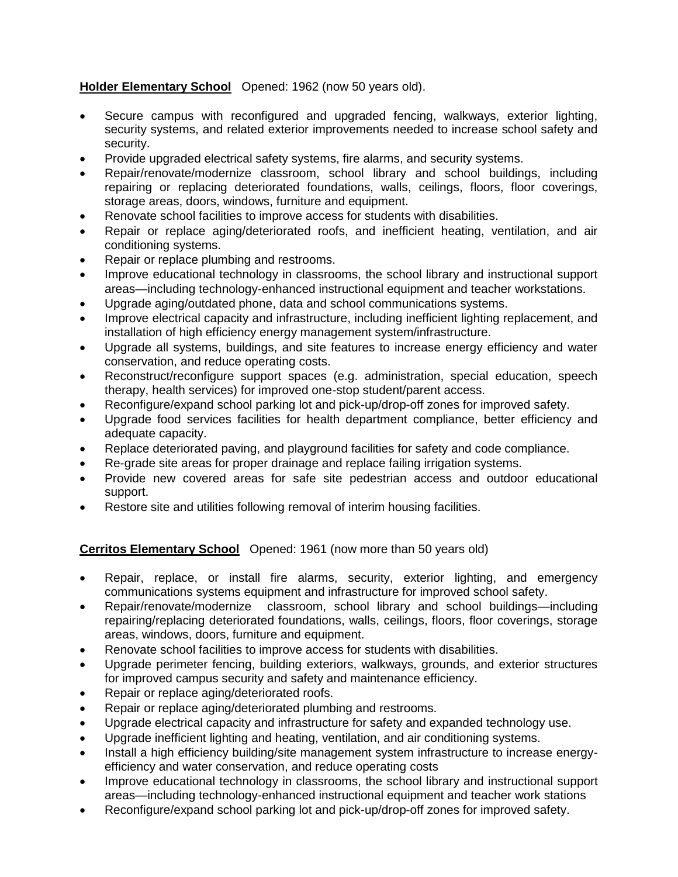**Holder Elementary School** Opened: 1962 (now 50 years old).

- Secure campus with reconfigured and upgraded fencing, walkways, exterior lighting, security systems, and related exterior improvements needed to increase school safety and security.
- Provide upgraded electrical safety systems, fire alarms, and security systems.
- Repair/renovate/modernize classroom, school library and school buildings, including repairing or replacing deteriorated foundations, walls, ceilings, floors, floor coverings, storage areas, doors, windows, furniture and equipment.
- Renovate school facilities to improve access for students with disabilities.
- Repair or replace aging/deteriorated roofs, and inefficient heating, ventilation, and air conditioning systems.
- Repair or replace plumbing and restrooms.
- Improve educational technology in classrooms, the school library and instructional support areas—including technology-enhanced instructional equipment and teacher workstations.
- Upgrade aging/outdated phone, data and school communications systems.
- Improve electrical capacity and infrastructure, including inefficient lighting replacement, and installation of high efficiency energy management system/infrastructure.
- Upgrade all systems, buildings, and site features to increase energy efficiency and water conservation, and reduce operating costs.
- Reconstruct/reconfigure support spaces (e.g. administration, special education, speech therapy, health services) for improved one-stop student/parent access.
- Reconfigure/expand school parking lot and pick-up/drop-off zones for improved safety.
- Upgrade food services facilities for health department compliance, better efficiency and adequate capacity.
- Replace deteriorated paving, and playground facilities for safety and code compliance.
- Re-grade site areas for proper drainage and replace failing irrigation systems.
- Provide new covered areas for safe site pedestrian access and outdoor educational support.
- Restore site and utilities following removal of interim housing facilities.

**Cerritos Elementary School** Opened: 1961 (now more than 50 years old)

- Repair, replace, or install fire alarms, security, exterior lighting, and emergency communications systems equipment and infrastructure for improved school safety.
- Repair/renovate/modernize classroom, school library and school buildings—including repairing/replacing deteriorated foundations, walls, ceilings, floors, floor coverings, storage areas, windows, doors, furniture and equipment.
- Renovate school facilities to improve access for students with disabilities.
- Upgrade perimeter fencing, building exteriors, walkways, grounds, and exterior structures for improved campus security and safety and maintenance efficiency.
- Repair or replace aging/deteriorated roofs.
- Repair or replace aging/deteriorated plumbing and restrooms.
- Upgrade electrical capacity and infrastructure for safety and expanded technology use.
- Upgrade inefficient lighting and heating, ventilation, and air conditioning systems.
- Install a high efficiency building/site management system infrastructure to increase energy-efficiency and water conservation, and reduce operating costs
- Improve educational technology in classrooms, the school library and instructional support areas—including technology-enhanced instructional equipment and teacher work stations
- Reconfigure/expand school parking lot and pick-up/drop-off zones for improved safety.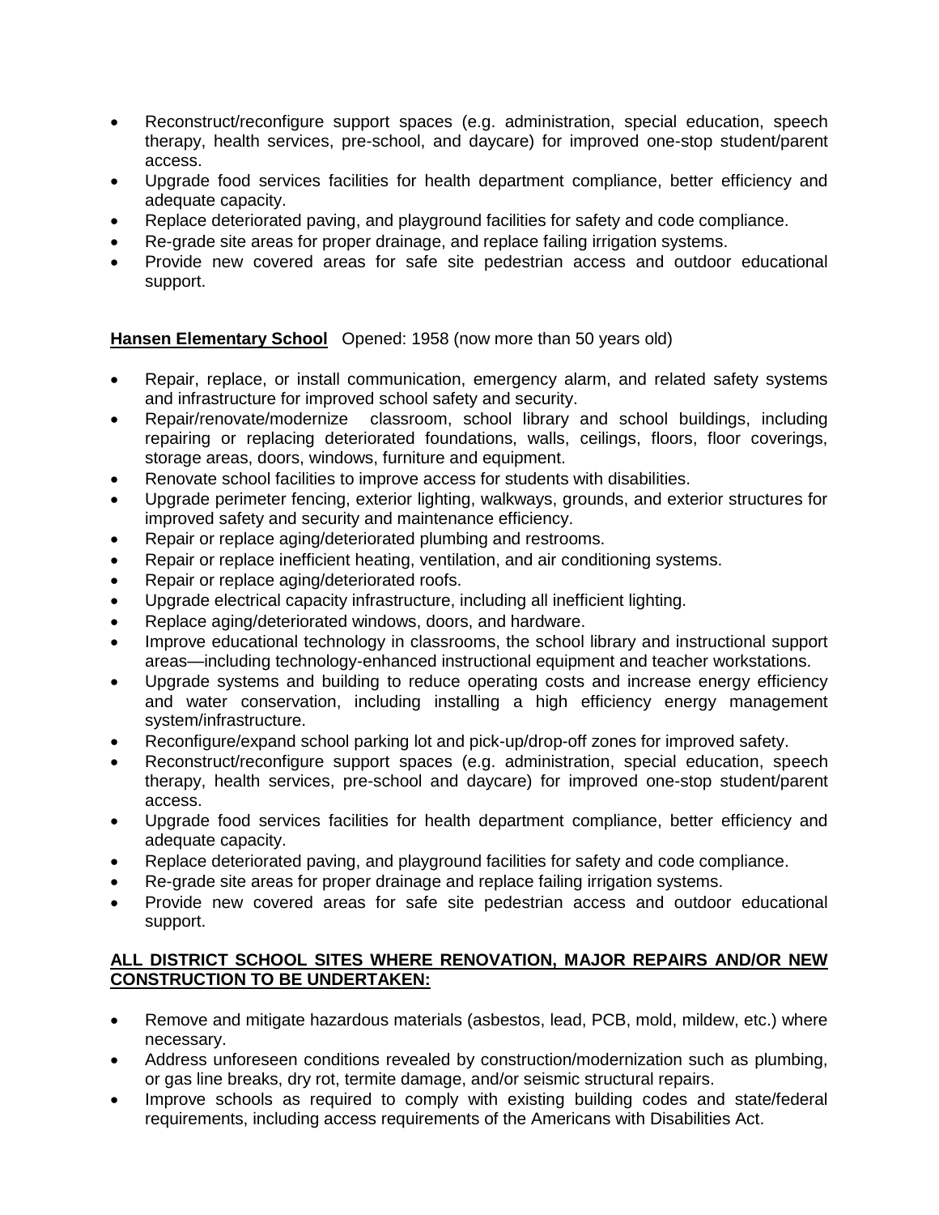- Reconstruct/reconfigure support spaces (e.g. administration, special education, speech therapy, health services, pre-school, and daycare) for improved one-stop student/parent access.
- Upgrade food services facilities for health department compliance, better efficiency and adequate capacity.
- Replace deteriorated paving, and playground facilities for safety and code compliance.
- Re-grade site areas for proper drainage, and replace failing irrigation systems.
- Provide new covered areas for safe site pedestrian access and outdoor educational support.

**Hansen Elementary School** Opened: 1958 (now more than 50 years old)

- Repair, replace, or install communication, emergency alarm, and related safety systems and infrastructure for improved school safety and security.
- Repair/renovate/modernize classroom, school library and school buildings, including repairing or replacing deteriorated foundations, walls, ceilings, floors, floor coverings, storage areas, doors, windows, furniture and equipment.
- Renovate school facilities to improve access for students with disabilities.
- Upgrade perimeter fencing, exterior lighting, walkways, grounds, and exterior structures for improved safety and security and maintenance efficiency.
- Repair or replace aging/deteriorated plumbing and restrooms.
- Repair or replace inefficient heating, ventilation, and air conditioning systems.
- Repair or replace aging/deteriorated roofs.
- Upgrade electrical capacity infrastructure, including all inefficient lighting.
- Replace aging/deteriorated windows, doors, and hardware.
- Improve educational technology in classrooms, the school library and instructional support areas—including technology-enhanced instructional equipment and teacher workstations.
- Upgrade systems and building to reduce operating costs and increase energy efficiency and water conservation, including installing a high efficiency energy management system/infrastructure.
- Reconfigure/expand school parking lot and pick-up/drop-off zones for improved safety.
- Reconstruct/reconfigure support spaces (e.g. administration, special education, speech therapy, health services, pre-school and daycare) for improved one-stop student/parent access.
- Upgrade food services facilities for health department compliance, better efficiency and adequate capacity.
- Replace deteriorated paving, and playground facilities for safety and code compliance.
- Re-grade site areas for proper drainage and replace failing irrigation systems.
- Provide new covered areas for safe site pedestrian access and outdoor educational support.

**ALL DISTRICT SCHOOL SITES WHERE RENOVATION, MAJOR REPAIRS AND/OR NEW CONSTRUCTION TO BE UNDERTAKEN:**

- Remove and mitigate hazardous materials (asbestos, lead, PCB, mold, mildew, etc.) where necessary.
- Address unforeseen conditions revealed by construction/modernization such as plumbing, or gas line breaks, dry rot, termite damage, and/or seismic structural repairs.
- Improve schools as required to comply with existing building codes and state/federal requirements, including access requirements of the Americans with Disabilities Act.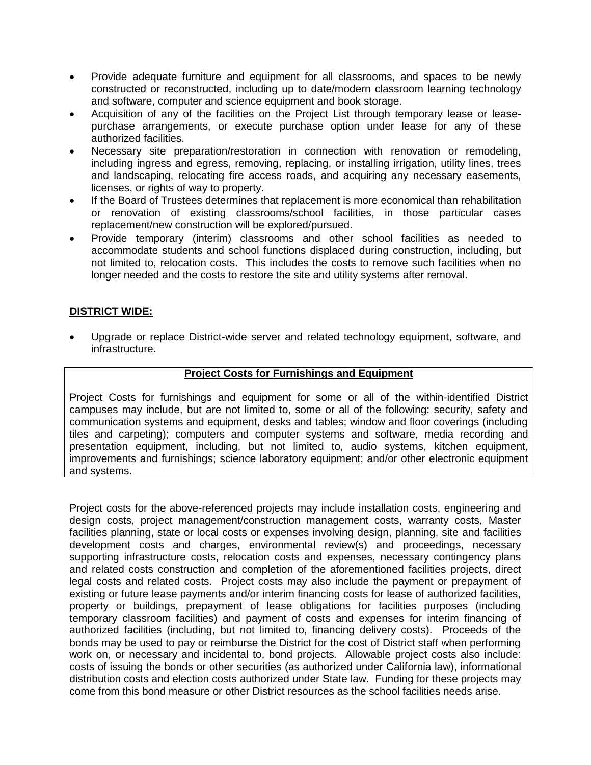- Provide adequate furniture and equipment for all classrooms, and spaces to be newly constructed or reconstructed, including up to date/modern classroom learning technology and software, computer and science equipment and book storage.
- Acquisition of any of the facilities on the Project List through temporary lease or lease-purchase arrangements, or execute purchase option under lease for any of these authorized facilities.
- Necessary site preparation/restoration in connection with renovation or remodeling, including ingress and egress, removing, replacing, or installing irrigation, utility lines, trees and landscaping, relocating fire access roads, and acquiring any necessary easements, licenses, or rights of way to property.
- If the Board of Trustees determines that replacement is more economical than rehabilitation or renovation of existing classrooms/school facilities, in those particular cases replacement/new construction will be explored/pursued.
- Provide temporary (interim) classrooms and other school facilities as needed to accommodate students and school functions displaced during construction, including, but not limited to, relocation costs. This includes the costs to remove such facilities when no longer needed and the costs to restore the site and utility systems after removal.

**<u>DISTRICT WIDE:</u>**

- Upgrade or replace District-wide server and related technology equipment, software, and infrastructure.

**<u>Project Costs for Furnishings and Equipment</u>**

Project Costs for furnishings and equipment for some or all of the within-identified District campuses may include, but are not limited to, some or all of the following: security, safety and communication systems and equipment, desks and tables; window and floor coverings (including tiles and carpeting); computers and computer systems and software, media recording and presentation equipment, including, but not limited to, audio systems, kitchen equipment, improvements and furnishings; science laboratory equipment; and/or other electronic equipment and systems.

Project costs for the above-referenced projects may include installation costs, engineering and design costs, project management/construction management costs, warranty costs, Master facilities planning, state or local costs or expenses involving design, planning, site and facilities development costs and charges, environmental review(s) and proceedings, necessary supporting infrastructure costs, relocation costs and expenses, necessary contingency plans and related costs construction and completion of the aforementioned facilities projects, direct legal costs and related costs. Project costs may also include the payment or prepayment of existing or future lease payments and/or interim financing costs for lease of authorized facilities, property or buildings, prepayment of lease obligations for facilities purposes (including temporary classroom facilities) and payment of costs and expenses for interim financing of authorized facilities (including, but not limited to, financing delivery costs). Proceeds of the bonds may be used to pay or reimburse the District for the cost of District staff when performing work on, or necessary and incidental to, bond projects. Allowable project costs also include: costs of issuing the bonds or other securities (as authorized under California law), informational distribution costs and election costs authorized under State law. Funding for these projects may come from this bond measure or other District resources as the school facilities needs arise.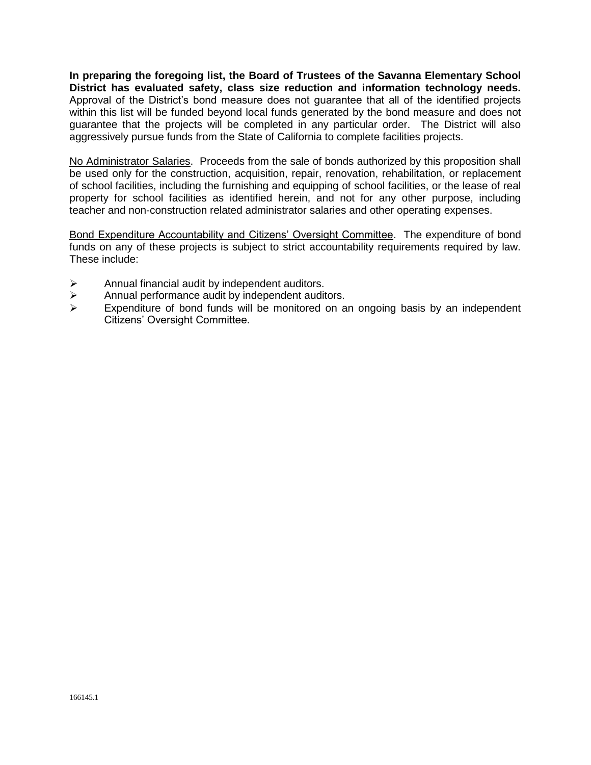**In preparing the foregoing list, the Board of Trustees of the Savanna Elementary School District has evaluated safety, class size reduction and information technology needs.** Approval of the District's bond measure does not guarantee that all of the identified projects within this list will be funded beyond local funds generated by the bond measure and does not guarantee that the projects will be completed in any particular order. The District will also aggressively pursue funds from the State of California to complete facilities projects.

<u>No Administrator Salaries</u>. Proceeds from the sale of bonds authorized by this proposition shall be used only for the construction, acquisition, repair, renovation, rehabilitation, or replacement of school facilities, including the furnishing and equipping of school facilities, or the lease of real property for school facilities as identified herein, and not for any other purpose, including teacher and non-construction related administrator salaries and other operating expenses.

<u>Bond Expenditure Accountability and Citizens' Oversight Committee</u>. The expenditure of bond funds on any of these projects is subject to strict accountability requirements required by law. These include:

- Annual financial audit by independent auditors.
- Annual performance audit by independent auditors.
- Expenditure of bond funds will be monitored on an ongoing basis by an independent Citizens' Oversight Committee.

166145.1